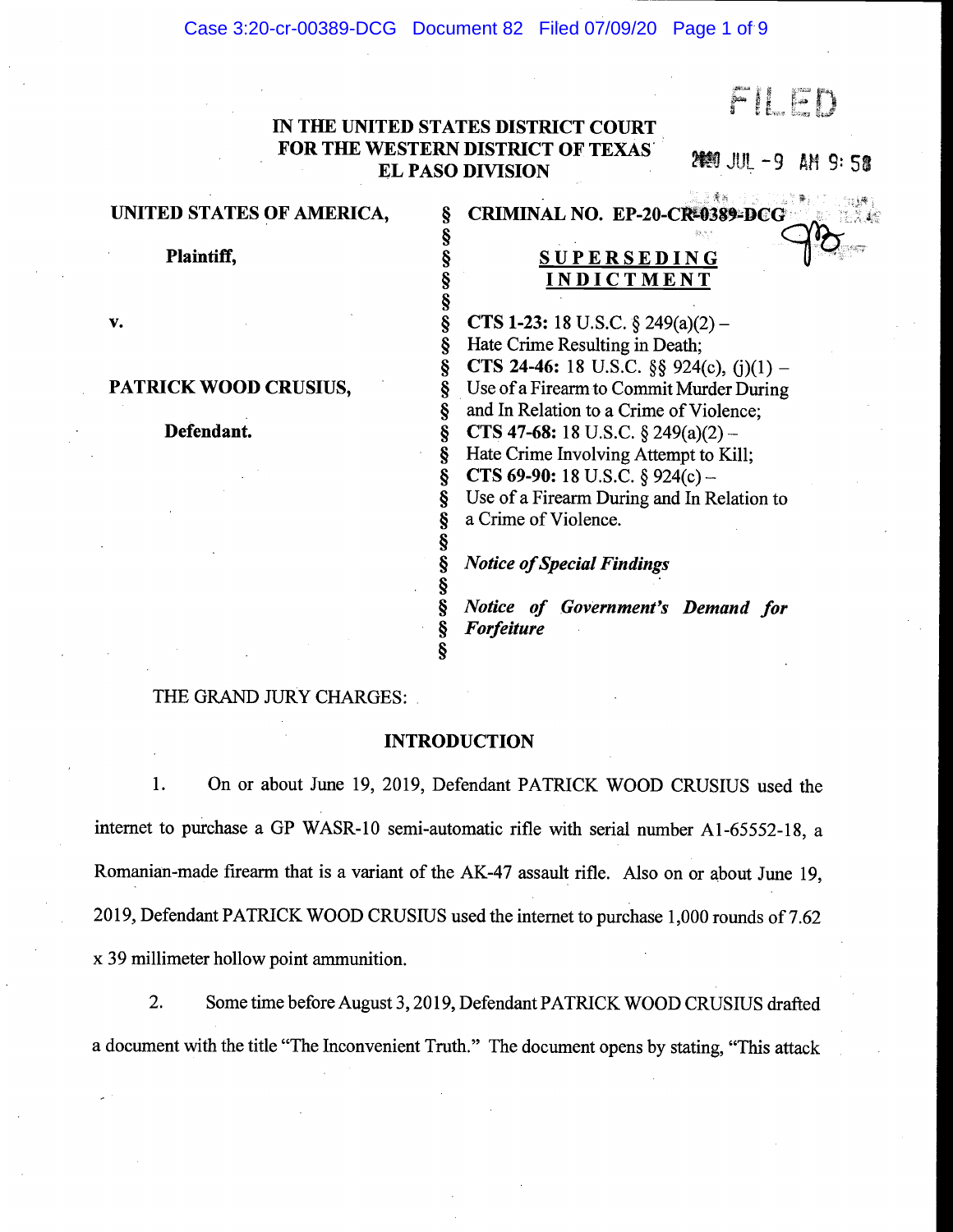FILED

2020 JUL -9 AM 9: 58

**IN THE UNITED STATES DISTRICT COURT**
**FOR THE WESTERN DISTRICT OF TEXAS**
**EL PASO DIVISION**

| | | |
|---|---|---|
| **UNITED STATES OF AMERICA,** | § | **CRIMINAL NO. EP-20-CR-0389-DCG** |
| | § | |
| **Plaintiff,** | § | **SUPERSEDING INDICTMENT** |
| | § | |
| **v.** | § | **CTS 1-23:** 18 U.S.C. § 249(a)(2) – Hate Crime Resulting in Death; |
| | § | **CTS 24-46:** 18 U.S.C. §§ 924(c), (j)(1) – Use of a Firearm to Commit Murder During and In Relation to a Crime of Violence; |
| **PATRICK WOOD CRUSIUS,** | § | **CTS 47-68:** 18 U.S.C. § 249(a)(2) – Hate Crime Involving Attempt to Kill; |
| | § | **CTS 69-90:** 18 U.S.C. § 924(c) – Use of a Firearm During and In Relation to a Crime of Violence. |
| **Defendant.** | § | *Notice of Special Findings* |
| | § | *Notice of Government's Demand for Forfeiture* |

THE GRAND JURY CHARGES:

## INTRODUCTION

1. On or about June 19, 2019, Defendant PATRICK WOOD CRUSIUS used the internet to purchase a GP WASR-10 semi-automatic rifle with serial number A1-65552-18, a Romanian-made firearm that is a variant of the AK-47 assault rifle. Also on or about June 19, 2019, Defendant PATRICK WOOD CRUSIUS used the internet to purchase 1,000 rounds of 7.62 x 39 millimeter hollow point ammunition.

2. Some time before August 3, 2019, Defendant PATRICK WOOD CRUSIUS drafted a document with the title "The Inconvenient Truth." The document opens by stating, "This attack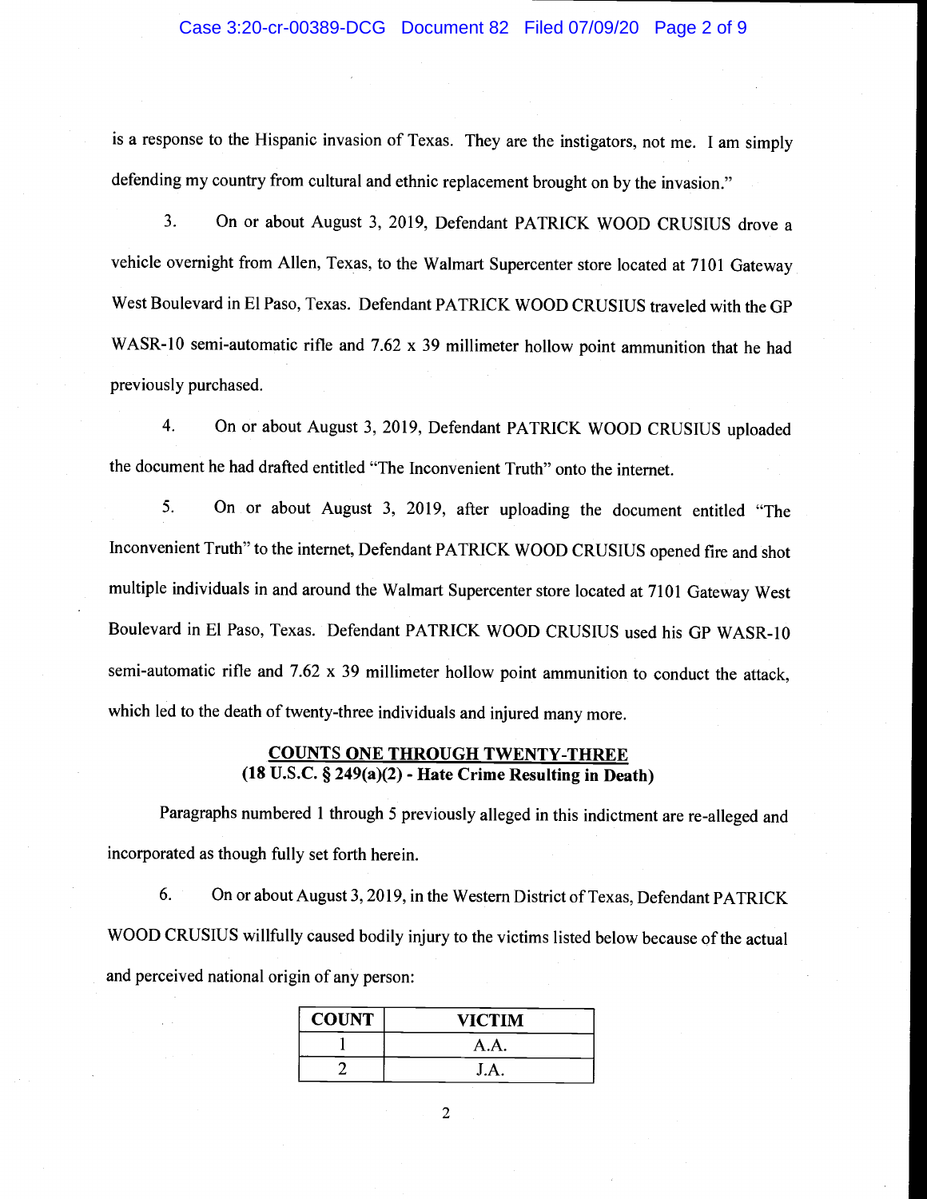is a response to the Hispanic invasion of Texas. They are the instigators, not me. I am simply defending my country from cultural and ethnic replacement brought on by the invasion."

3. On or about August 3, 2019, Defendant PATRICK WOOD CRUSIUS drove a vehicle overnight from Allen, Texas, to the Walmart Supercenter store located at 7101 Gateway West Boulevard in El Paso, Texas. Defendant PATRICK WOOD CRUSIUS traveled with the GP WASR-10 semi-automatic rifle and 7.62 x 39 millimeter hollow point ammunition that he had previously purchased.

4. On or about August 3, 2019, Defendant PATRICK WOOD CRUSIUS uploaded the document he had drafted entitled "The Inconvenient Truth" onto the internet.

5. On or about August 3, 2019, after uploading the document entitled "The Inconvenient Truth" to the internet, Defendant PATRICK WOOD CRUSIUS opened fire and shot multiple individuals in and around the Walmart Supercenter store located at 7101 Gateway West Boulevard in El Paso, Texas. Defendant PATRICK WOOD CRUSIUS used his GP WASR-10 semi-automatic rifle and 7.62 x 39 millimeter hollow point ammunition to conduct the attack, which led to the death of twenty-three individuals and injured many more.

## COUNTS ONE THROUGH TWENTY-THREE
### (18 U.S.C. § 249(a)(2) - Hate Crime Resulting in Death)

Paragraphs numbered 1 through 5 previously alleged in this indictment are re-alleged and incorporated as though fully set forth herein.

6. On or about August 3, 2019, in the Western District of Texas, Defendant PATRICK WOOD CRUSIUS willfully caused bodily injury to the victims listed below because of the actual and perceived national origin of any person:

| COUNT | VICTIM |
|---|---|
| 1 | A.A. |
| 2 | J.A. |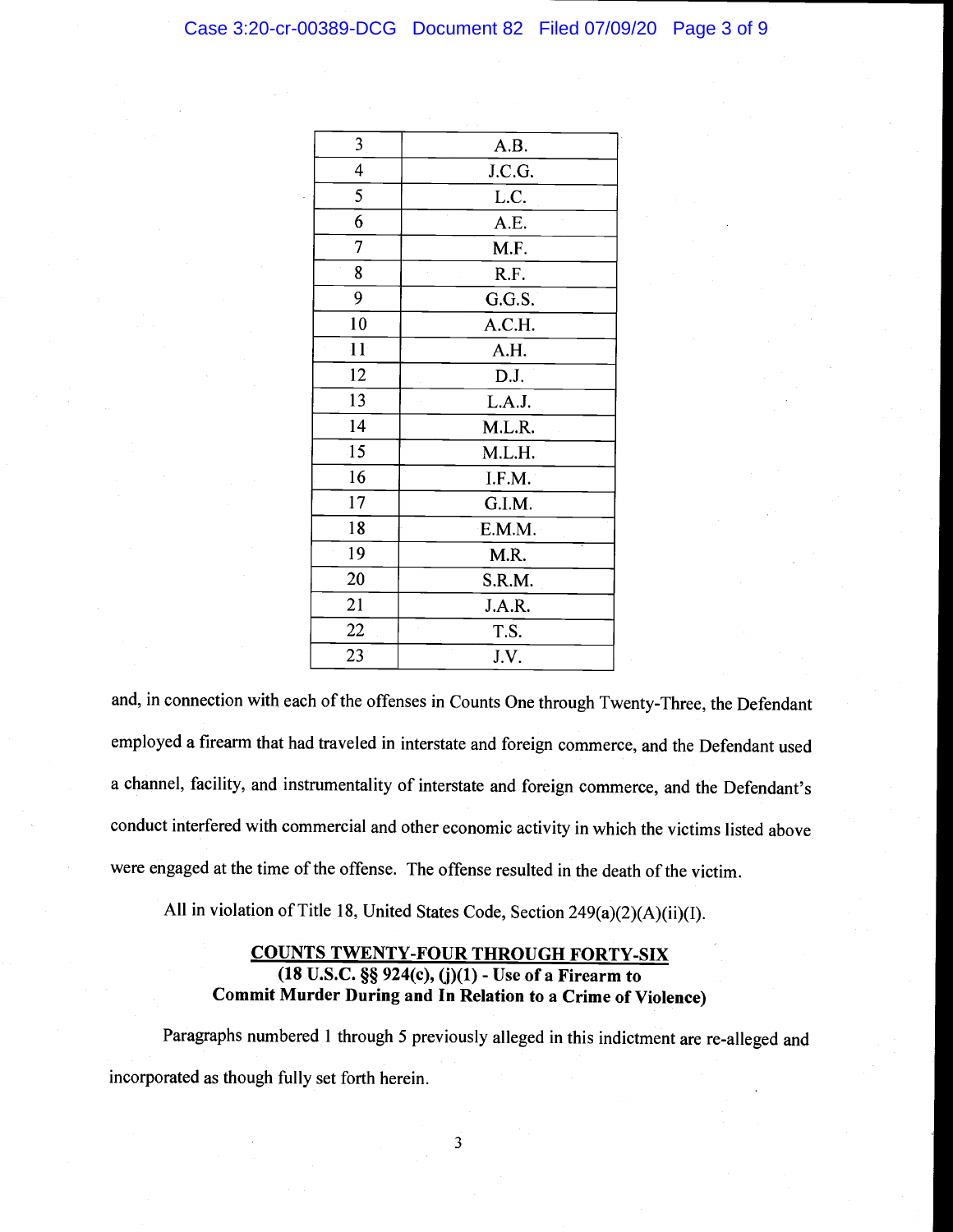| | |
|---|---|
| 3 | A.B. |
| 4 | J.C.G. |
| 5 | L.C. |
| 6 | A.E. |
| 7 | M.F. |
| 8 | R.F. |
| 9 | G.G.S. |
| 10 | A.C.H. |
| 11 | A.H. |
| 12 | D.J. |
| 13 | L.A.J. |
| 14 | M.L.R. |
| 15 | M.L.H. |
| 16 | I.F.M. |
| 17 | G.I.M. |
| 18 | E.M.M. |
| 19 | M.R. |
| 20 | S.R.M. |
| 21 | J.A.R. |
| 22 | T.S. |
| 23 | J.V. |

and, in connection with each of the offenses in Counts One through Twenty-Three, the Defendant employed a firearm that had traveled in interstate and foreign commerce, and the Defendant used a channel, facility, and instrumentality of interstate and foreign commerce, and the Defendant's conduct interfered with commercial and other economic activity in which the victims listed above were engaged at the time of the offense. The offense resulted in the death of the victim.

All in violation of Title 18, United States Code, Section 249(a)(2)(A)(ii)(I).

**COUNTS TWENTY-FOUR THROUGH FORTY-SIX**
**(18 U.S.C. §§ 924(c), (j)(1) - Use of a Firearm to Commit Murder During and In Relation to a Crime of Violence)**

Paragraphs numbered 1 through 5 previously alleged in this indictment are re-alleged and incorporated as though fully set forth herein.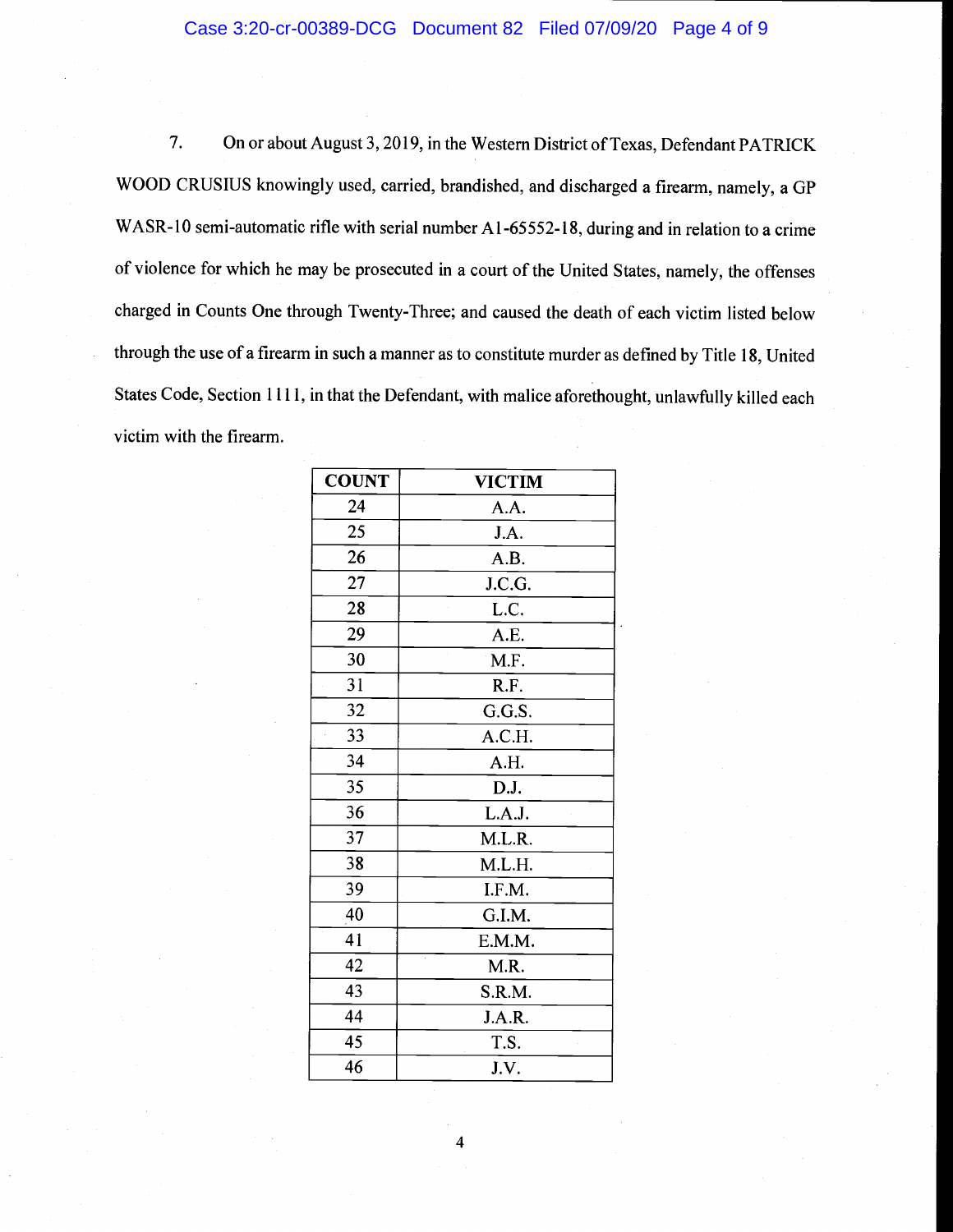7. On or about August 3, 2019, in the Western District of Texas, Defendant PATRICK WOOD CRUSIUS knowingly used, carried, brandished, and discharged a firearm, namely, a GP WASR-10 semi-automatic rifle with serial number A1-65552-18, during and in relation to a crime of violence for which he may be prosecuted in a court of the United States, namely, the offenses charged in Counts One through Twenty-Three; and caused the death of each victim listed below through the use of a firearm in such a manner as to constitute murder as defined by Title 18, United States Code, Section 1111, in that the Defendant, with malice aforethought, unlawfully killed each victim with the firearm.

| COUNT | VICTIM |
|---|---|
| 24 | A.A. |
| 25 | J.A. |
| 26 | A.B. |
| 27 | J.C.G. |
| 28 | L.C. |
| 29 | A.E. |
| 30 | M.F. |
| 31 | R.F. |
| 32 | G.G.S. |
| 33 | A.C.H. |
| 34 | A.H. |
| 35 | D.J. |
| 36 | L.A.J. |
| 37 | M.L.R. |
| 38 | M.L.H. |
| 39 | I.F.M. |
| 40 | G.I.M. |
| 41 | E.M.M. |
| 42 | M.R. |
| 43 | S.R.M. |
| 44 | J.A.R. |
| 45 | T.S. |
| 46 | J.V. |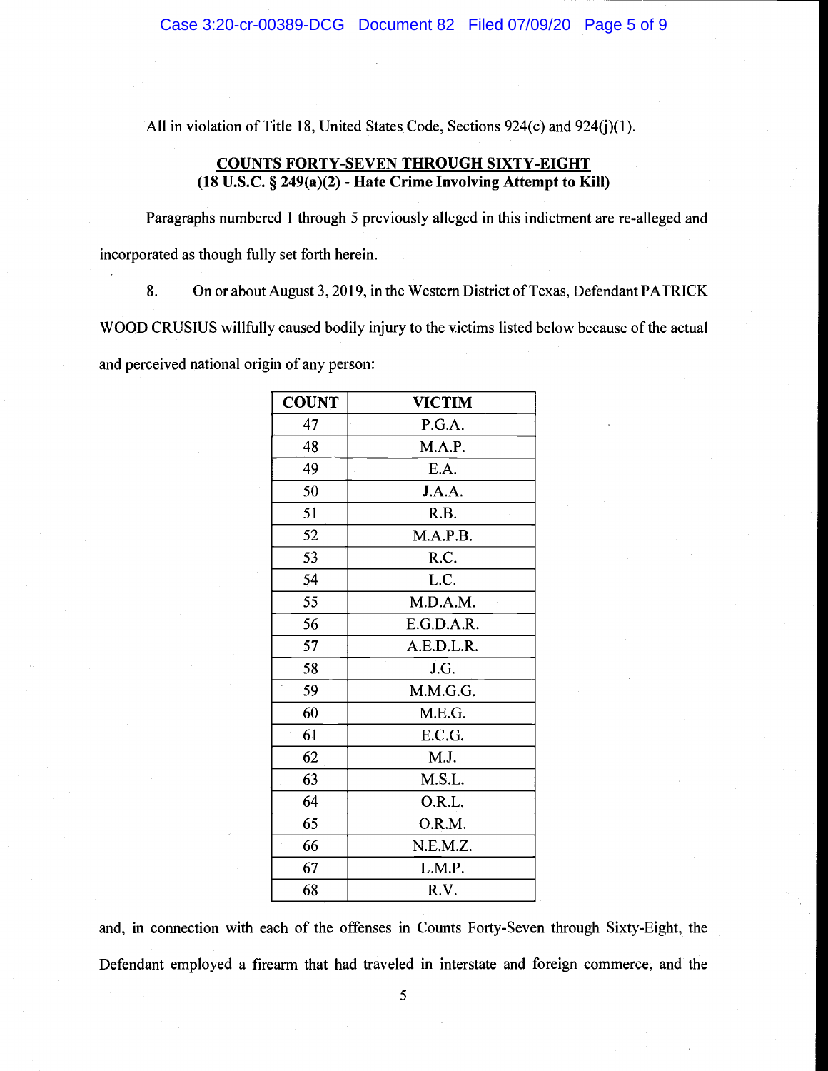All in violation of Title 18, United States Code, Sections 924(c) and 924(j)(1).

**COUNTS FORTY-SEVEN THROUGH SIXTY-EIGHT**
**(18 U.S.C. § 249(a)(2) - Hate Crime Involving Attempt to Kill)**

Paragraphs numbered 1 through 5 previously alleged in this indictment are re-alleged and incorporated as though fully set forth herein.

8. On or about August 3, 2019, in the Western District of Texas, Defendant PATRICK WOOD CRUSIUS willfully caused bodily injury to the victims listed below because of the actual and perceived national origin of any person:

| COUNT | VICTIM |
|---|---|
| 47 | P.G.A. |
| 48 | M.A.P. |
| 49 | E.A. |
| 50 | J.A.A. |
| 51 | R.B. |
| 52 | M.A.P.B. |
| 53 | R.C. |
| 54 | L.C. |
| 55 | M.D.A.M. |
| 56 | E.G.D.A.R. |
| 57 | A.E.D.L.R. |
| 58 | J.G. |
| 59 | M.M.G.G. |
| 60 | M.E.G. |
| 61 | E.C.G. |
| 62 | M.J. |
| 63 | M.S.L. |
| 64 | O.R.L. |
| 65 | O.R.M. |
| 66 | N.E.M.Z. |
| 67 | L.M.P. |
| 68 | R.V. |

and, in connection with each of the offenses in Counts Forty-Seven through Sixty-Eight, the Defendant employed a firearm that had traveled in interstate and foreign commerce, and the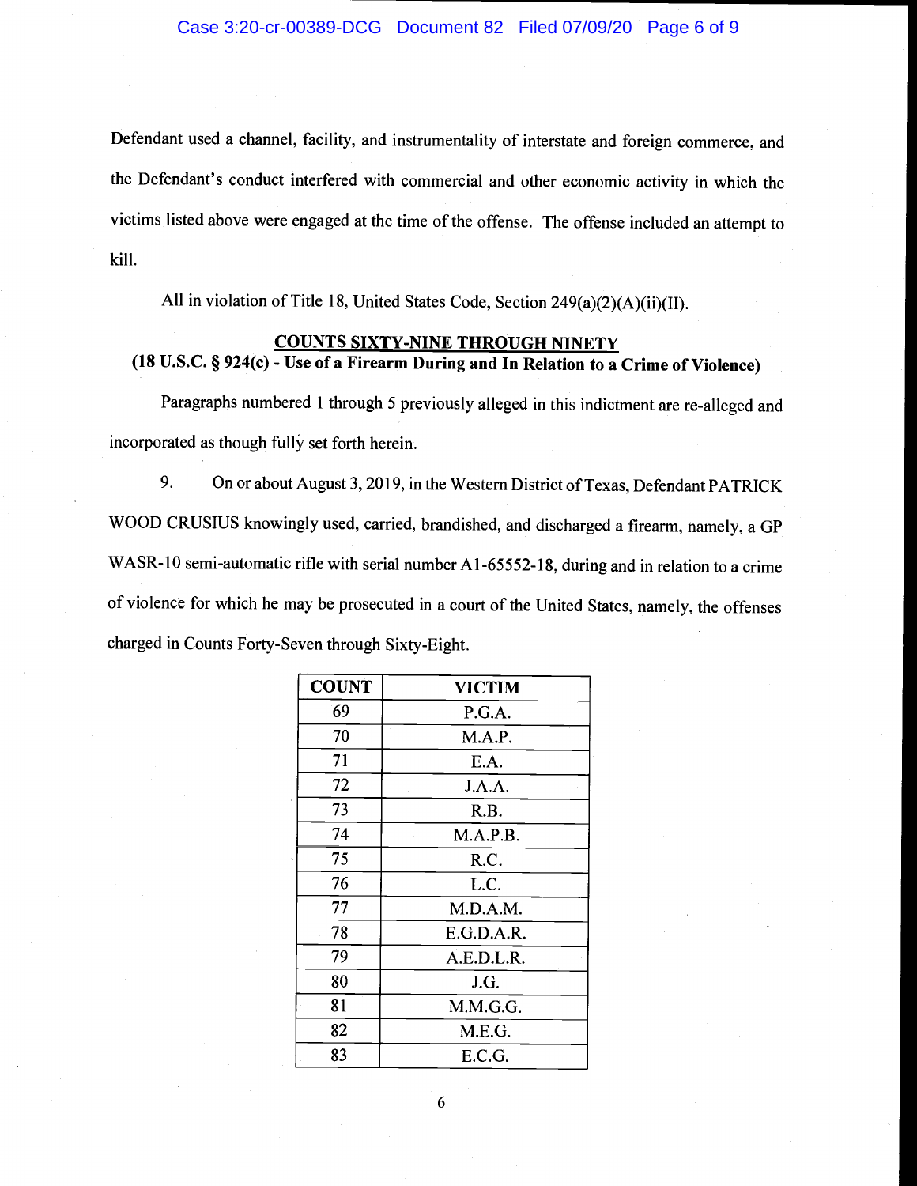Defendant used a channel, facility, and instrumentality of interstate and foreign commerce, and the Defendant's conduct interfered with commercial and other economic activity in which the victims listed above were engaged at the time of the offense. The offense included an attempt to kill.

All in violation of Title 18, United States Code, Section 249(a)(2)(A)(ii)(II).

**COUNTS SIXTY-NINE THROUGH NINETY**
**(18 U.S.C. § 924(c) - Use of a Firearm During and In Relation to a Crime of Violence)**

Paragraphs numbered 1 through 5 previously alleged in this indictment are re-alleged and incorporated as though fully set forth herein.

9. On or about August 3, 2019, in the Western District of Texas, Defendant PATRICK WOOD CRUSIUS knowingly used, carried, brandished, and discharged a firearm, namely, a GP WASR-10 semi-automatic rifle with serial number A1-65552-18, during and in relation to a crime of violence for which he may be prosecuted in a court of the United States, namely, the offenses charged in Counts Forty-Seven through Sixty-Eight.

| COUNT | VICTIM |
|---|---|
| 69 | P.G.A. |
| 70 | M.A.P. |
| 71 | E.A. |
| 72 | J.A.A. |
| 73 | R.B. |
| 74 | M.A.P.B. |
| 75 | R.C. |
| 76 | L.C. |
| 77 | M.D.A.M. |
| 78 | E.G.D.A.R. |
| 79 | A.E.D.L.R. |
| 80 | J.G. |
| 81 | M.M.G.G. |
| 82 | M.E.G. |
| 83 | E.C.G. |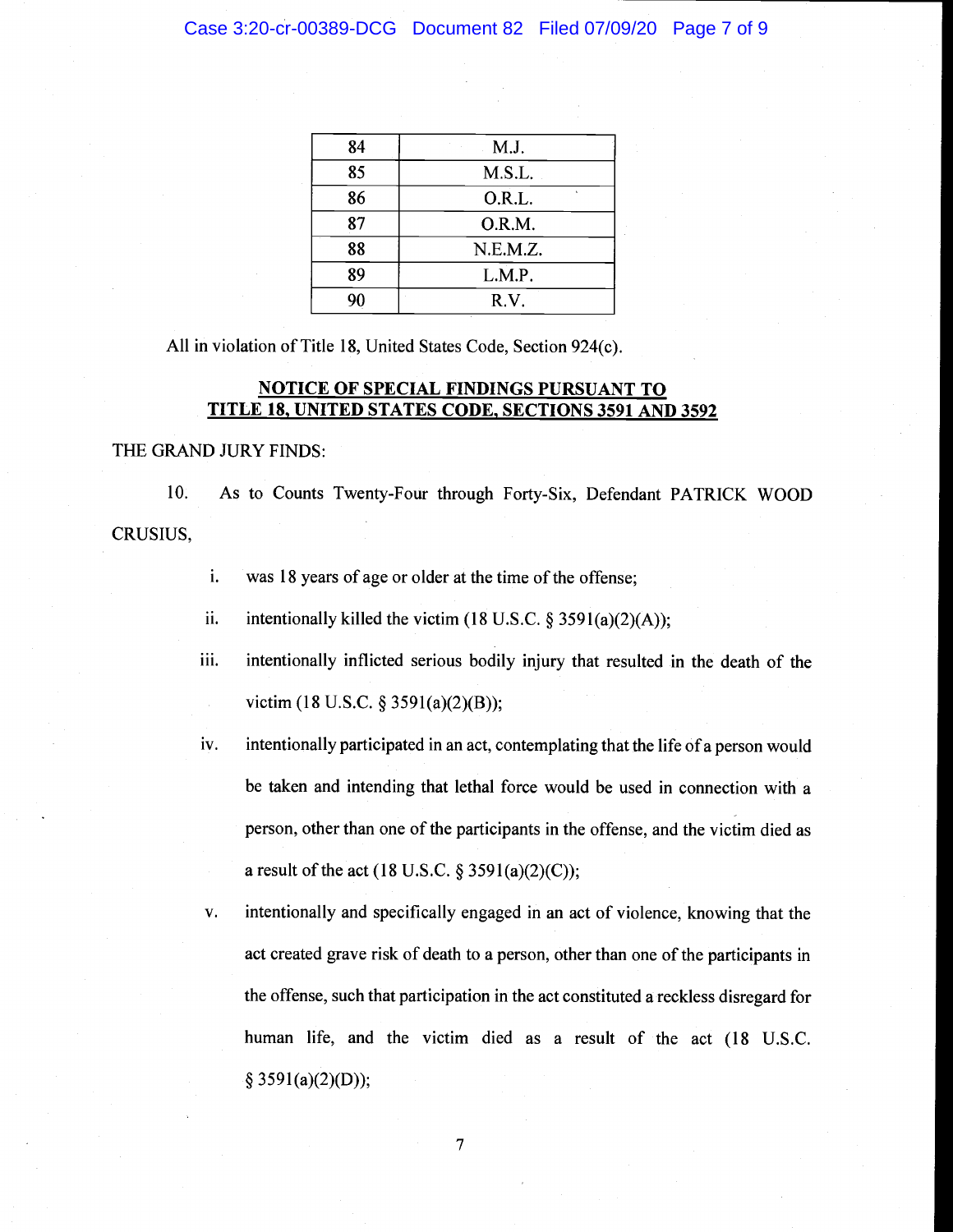| 84 | M.J. |
|---|---|
| 85 | M.S.L. |
| 86 | O.R.L. |
| 87 | O.R.M. |
| 88 | N.E.M.Z. |
| 89 | L.M.P. |
| 90 | R.V. |

All in violation of Title 18, United States Code, Section 924(c).

## NOTICE OF SPECIAL FINDINGS PURSUANT TO TITLE 18, UNITED STATES CODE, SECTIONS 3591 AND 3592

THE GRAND JURY FINDS:

10. As to Counts Twenty-Four through Forty-Six, Defendant PATRICK WOOD CRUSIUS,

i. was 18 years of age or older at the time of the offense;

ii. intentionally killed the victim (18 U.S.C. § 3591(a)(2)(A));

iii. intentionally inflicted serious bodily injury that resulted in the death of the victim (18 U.S.C. § 3591(a)(2)(B));

iv. intentionally participated in an act, contemplating that the life of a person would be taken and intending that lethal force would be used in connection with a person, other than one of the participants in the offense, and the victim died as a result of the act (18 U.S.C. § 3591(a)(2)(C));

v. intentionally and specifically engaged in an act of violence, knowing that the act created grave risk of death to a person, other than one of the participants in the offense, such that participation in the act constituted a reckless disregard for human life, and the victim died as a result of the act (18 U.S.C. § 3591(a)(2)(D));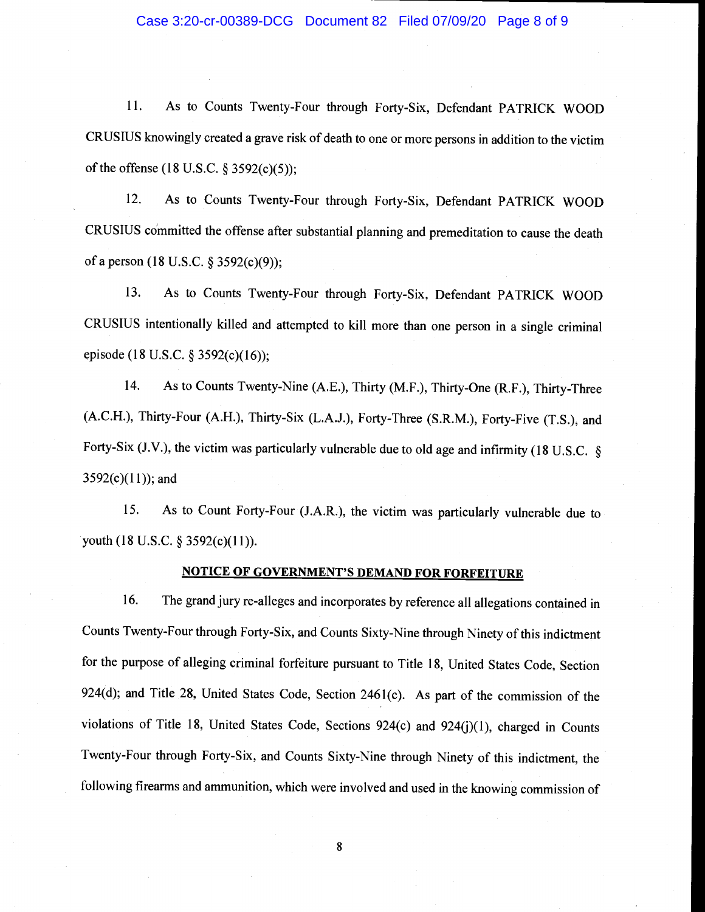11. As to Counts Twenty-Four through Forty-Six, Defendant PATRICK WOOD CRUSIUS knowingly created a grave risk of death to one or more persons in addition to the victim of the offense (18 U.S.C. § 3592(c)(5));

12. As to Counts Twenty-Four through Forty-Six, Defendant PATRICK WOOD CRUSIUS committed the offense after substantial planning and premeditation to cause the death of a person (18 U.S.C. § 3592(c)(9));

13. As to Counts Twenty-Four through Forty-Six, Defendant PATRICK WOOD CRUSIUS intentionally killed and attempted to kill more than one person in a single criminal episode (18 U.S.C. § 3592(c)(16));

14. As to Counts Twenty-Nine (A.E.), Thirty (M.F.), Thirty-One (R.F.), Thirty-Three (A.C.H.), Thirty-Four (A.H.), Thirty-Six (L.A.J.), Forty-Three (S.R.M.), Forty-Five (T.S.), and Forty-Six (J.V.), the victim was particularly vulnerable due to old age and infirmity (18 U.S.C. § 3592(c)(11)); and

15. As to Count Forty-Four (J.A.R.), the victim was particularly vulnerable due to youth (18 U.S.C. § 3592(c)(11)).

## NOTICE OF GOVERNMENT'S DEMAND FOR FORFEITURE

16. The grand jury re-alleges and incorporates by reference all allegations contained in Counts Twenty-Four through Forty-Six, and Counts Sixty-Nine through Ninety of this indictment for the purpose of alleging criminal forfeiture pursuant to Title 18, United States Code, Section 924(d); and Title 28, United States Code, Section 2461(c). As part of the commission of the violations of Title 18, United States Code, Sections 924(c) and 924(j)(1), charged in Counts Twenty-Four through Forty-Six, and Counts Sixty-Nine through Ninety of this indictment, the following firearms and ammunition, which were involved and used in the knowing commission of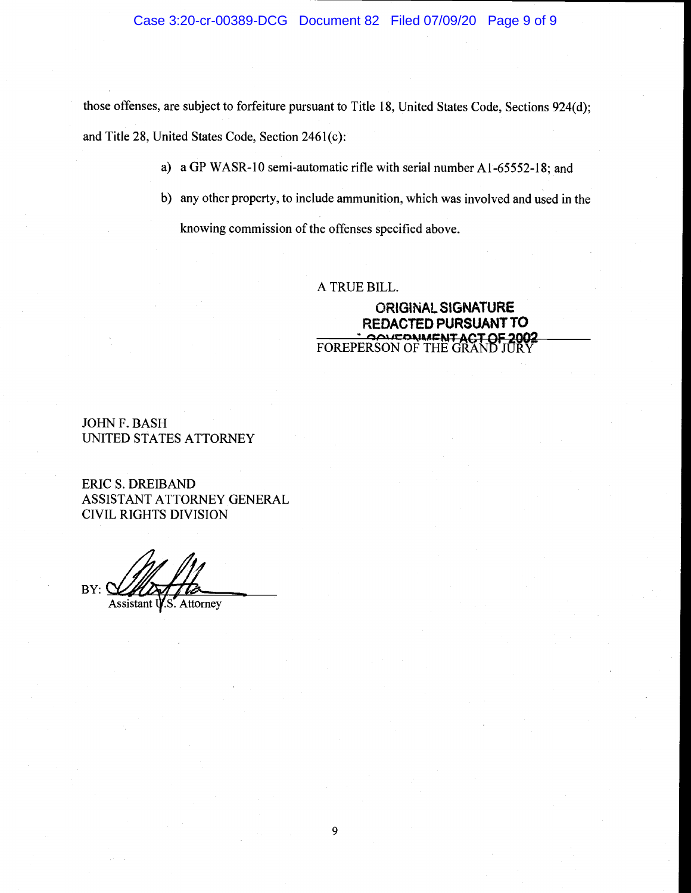those offenses, are subject to forfeiture pursuant to Title 18, United States Code, Sections 924(d); and Title 28, United States Code, Section 2461(c):

a) a GP WASR-10 semi-automatic rifle with serial number A1-65552-18; and

b) any other property, to include ammunition, which was involved and used in the knowing commission of the offenses specified above.

A TRUE BILL.

ORIGINAL SIGNATURE REDACTED PURSUANT TO E-GOVERNMENT ACT OF 2002

FOREPERSON OF THE GRAND JURY

JOHN F. BASH
UNITED STATES ATTORNEY

ERIC S. DREIBAND
ASSISTANT ATTORNEY GENERAL
CIVIL RIGHTS DIVISION

BY: ____________________
Assistant U.S. Attorney